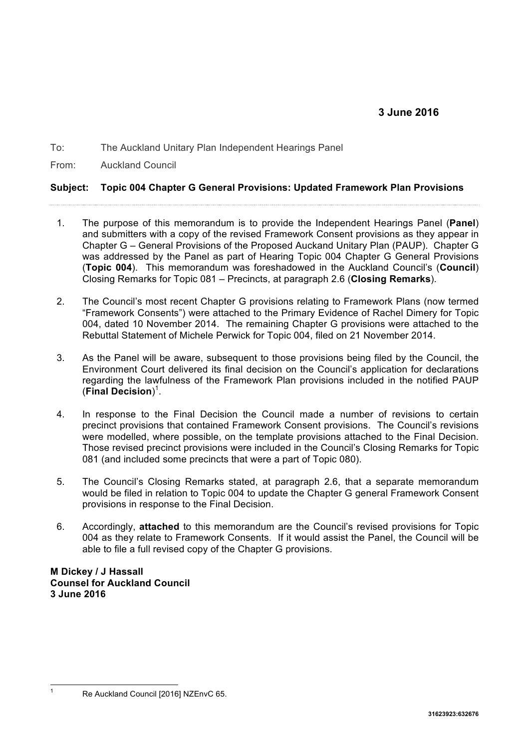**3 June 2016**

To: The Auckland Unitary Plan Independent Hearings Panel

From: Auckland Council

**Subject: Topic 004 Chapter G General Provisions: Updated Framework Plan Provisions**

---

1. The purpose of this memorandum is to provide the Independent Hearings Panel (**Panel**) and submitters with a copy of the revised Framework Consent provisions as they appear in Chapter G – General Provisions of the Proposed Auckand Unitary Plan (PAUP). Chapter G was addressed by the Panel as part of Hearing Topic 004 Chapter G General Provisions (**Topic 004**). This memorandum was foreshadowed in the Auckland Council's (**Council**) Closing Remarks for Topic 081 – Precincts, at paragraph 2.6 (**Closing Remarks**).

2. The Council's most recent Chapter G provisions relating to Framework Plans (now termed "Framework Consents") were attached to the Primary Evidence of Rachel Dimery for Topic 004, dated 10 November 2014. The remaining Chapter G provisions were attached to the Rebuttal Statement of Michele Perwick for Topic 004, filed on 21 November 2014.

3. As the Panel will be aware, subsequent to those provisions being filed by the Council, the Environment Court delivered its final decision on the Council's application for declarations regarding the lawfulness of the Framework Plan provisions included in the notified PAUP (**Final Decision**)[1].

4. In response to the Final Decision the Council made a number of revisions to certain precinct provisions that contained Framework Consent provisions. The Council's revisions were modelled, where possible, on the template provisions attached to the Final Decision. Those revised precinct provisions were included in the Council's Closing Remarks for Topic 081 (and included some precincts that were a part of Topic 080).

5. The Council's Closing Remarks stated, at paragraph 2.6, that a separate memorandum would be filed in relation to Topic 004 to update the Chapter G general Framework Consent provisions in response to the Final Decision.

6. Accordingly, **attached** to this memorandum are the Council's revised provisions for Topic 004 as they relate to Framework Consents. If it would assist the Panel, the Council will be able to file a full revised copy of the Chapter G provisions.

**M Dickey / J Hassall**
**Counsel for Auckland Council**
**3 June 2016**

---

[1] Re Auckland Council [2016] NZEnvC 65.

31623923:632676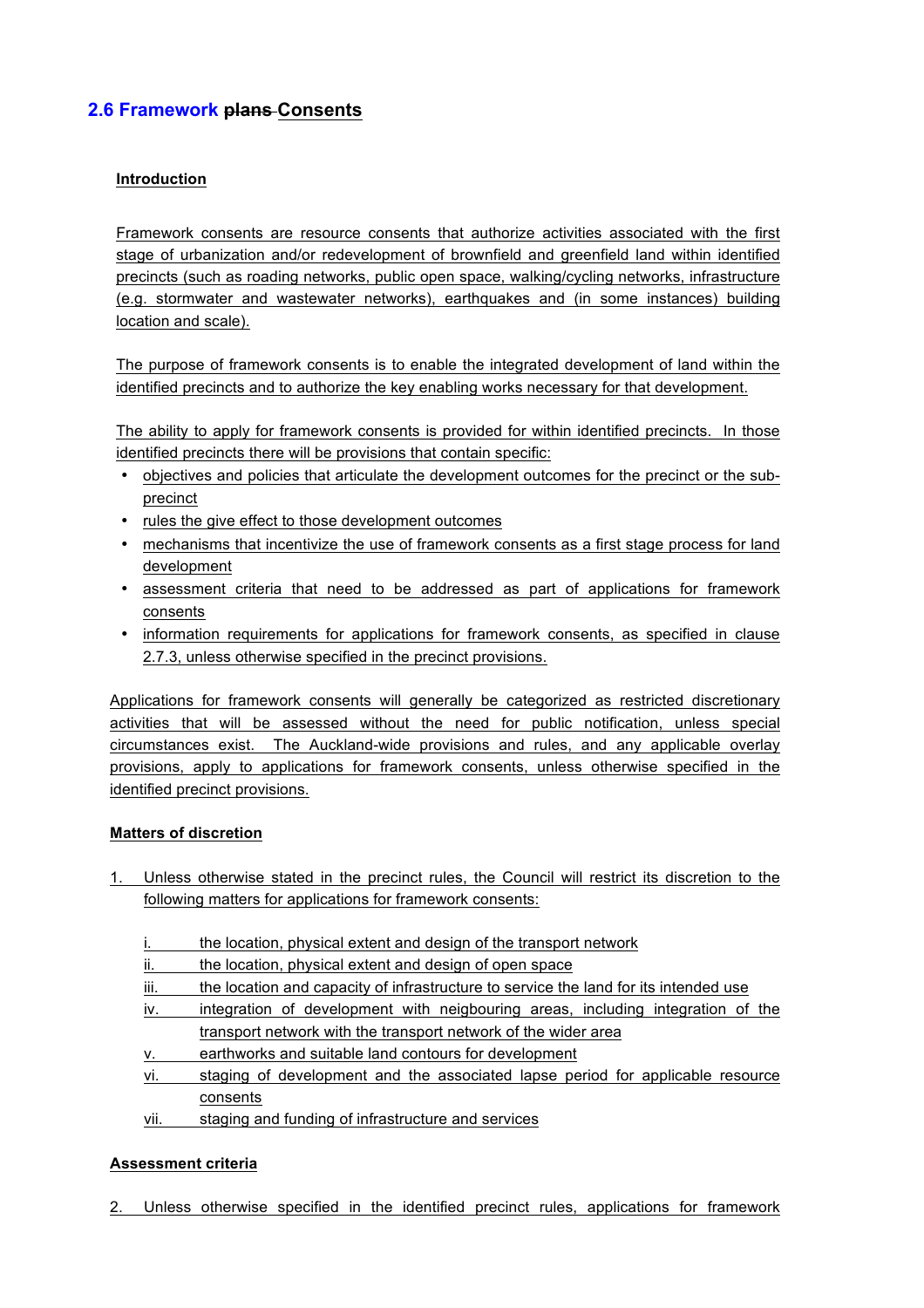## 2.6 Framework ~~plans~~ Consents

**Introduction**

Framework consents are resource consents that authorize activities associated with the first stage of urbanization and/or redevelopment of brownfield and greenfield land within identified precincts (such as roading networks, public open space, walking/cycling networks, infrastructure (e.g. stormwater and wastewater networks), earthquakes and (in some instances) building location and scale).

The purpose of framework consents is to enable the integrated development of land within the identified precincts and to authorize the key enabling works necessary for that development.

The ability to apply for framework consents is provided for within identified precincts. In those identified precincts there will be provisions that contain specific:

- objectives and policies that articulate the development outcomes for the precinct or the sub-precinct
- rules the give effect to those development outcomes
- mechanisms that incentivize the use of framework consents as a first stage process for land development
- assessment criteria that need to be addressed as part of applications for framework consents
- information requirements for applications for framework consents, as specified in clause 2.7.3, unless otherwise specified in the precinct provisions.

Applications for framework consents will generally be categorized as restricted discretionary activities that will be assessed without the need for public notification, unless special circumstances exist. The Auckland-wide provisions and rules, and any applicable overlay provisions, apply to applications for framework consents, unless otherwise specified in the identified precinct provisions.

**Matters of discretion**

1. Unless otherwise stated in the precinct rules, the Council will restrict its discretion to the following matters for applications for framework consents:

   i. the location, physical extent and design of the transport network
   ii. the location, physical extent and design of open space
   iii. the location and capacity of infrastructure to service the land for its intended use
   iv. integration of development with neigbouring areas, including integration of the transport network with the transport network of the wider area
   v. earthworks and suitable land contours for development
   vi. staging of development and the associated lapse period for applicable resource consents
   vii. staging and funding of infrastructure and services

**Assessment criteria**

2. Unless otherwise specified in the identified precinct rules, applications for framework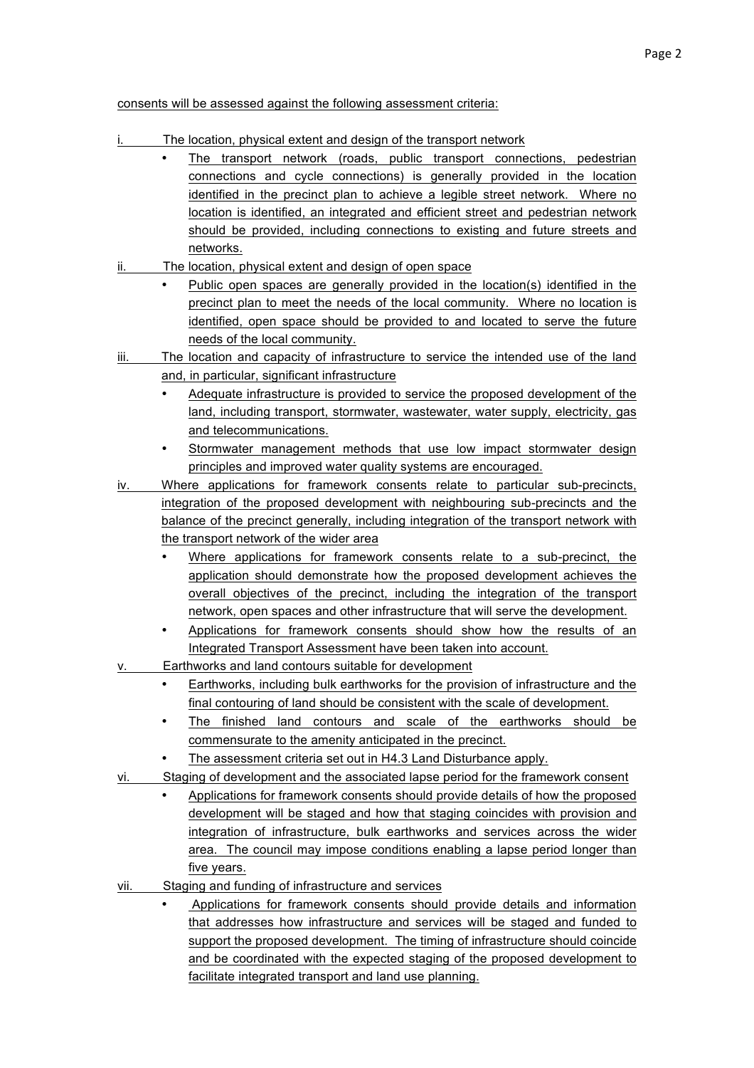consents will be assessed against the following assessment criteria:

i. The location, physical extent and design of the transport network

- The transport network (roads, public transport connections, pedestrian connections and cycle connections) is generally provided in the location identified in the precinct plan to achieve a legible street network. Where no location is identified, an integrated and efficient street and pedestrian network should be provided, including connections to existing and future streets and networks.

ii. The location, physical extent and design of open space

- Public open spaces are generally provided in the location(s) identified in the precinct plan to meet the needs of the local community. Where no location is identified, open space should be provided to and located to serve the future needs of the local community.

iii. The location and capacity of infrastructure to service the intended use of the land and, in particular, significant infrastructure

- Adequate infrastructure is provided to service the proposed development of the land, including transport, stormwater, wastewater, water supply, electricity, gas and telecommunications.
- Stormwater management methods that use low impact stormwater design principles and improved water quality systems are encouraged.

iv. Where applications for framework consents relate to particular sub-precincts, integration of the proposed development with neighbouring sub-precincts and the balance of the precinct generally, including integration of the transport network with the transport network of the wider area

- Where applications for framework consents relate to a sub-precinct, the application should demonstrate how the proposed development achieves the overall objectives of the precinct, including the integration of the transport network, open spaces and other infrastructure that will serve the development.
- Applications for framework consents should show how the results of an Integrated Transport Assessment have been taken into account.

v. Earthworks and land contours suitable for development

- Earthworks, including bulk earthworks for the provision of infrastructure and the final contouring of land should be consistent with the scale of development.
- The finished land contours and scale of the earthworks should be commensurate to the amenity anticipated in the precinct.
- The assessment criteria set out in H4.3 Land Disturbance apply.

vi. Staging of development and the associated lapse period for the framework consent

- Applications for framework consents should provide details of how the proposed development will be staged and how that staging coincides with provision and integration of infrastructure, bulk earthworks and services across the wider area. The council may impose conditions enabling a lapse period longer than five years.

vii. Staging and funding of infrastructure and services

- Applications for framework consents should provide details and information that addresses how infrastructure and services will be staged and funded to support the proposed development. The timing of infrastructure should coincide and be coordinated with the expected staging of the proposed development to facilitate integrated transport and land use planning.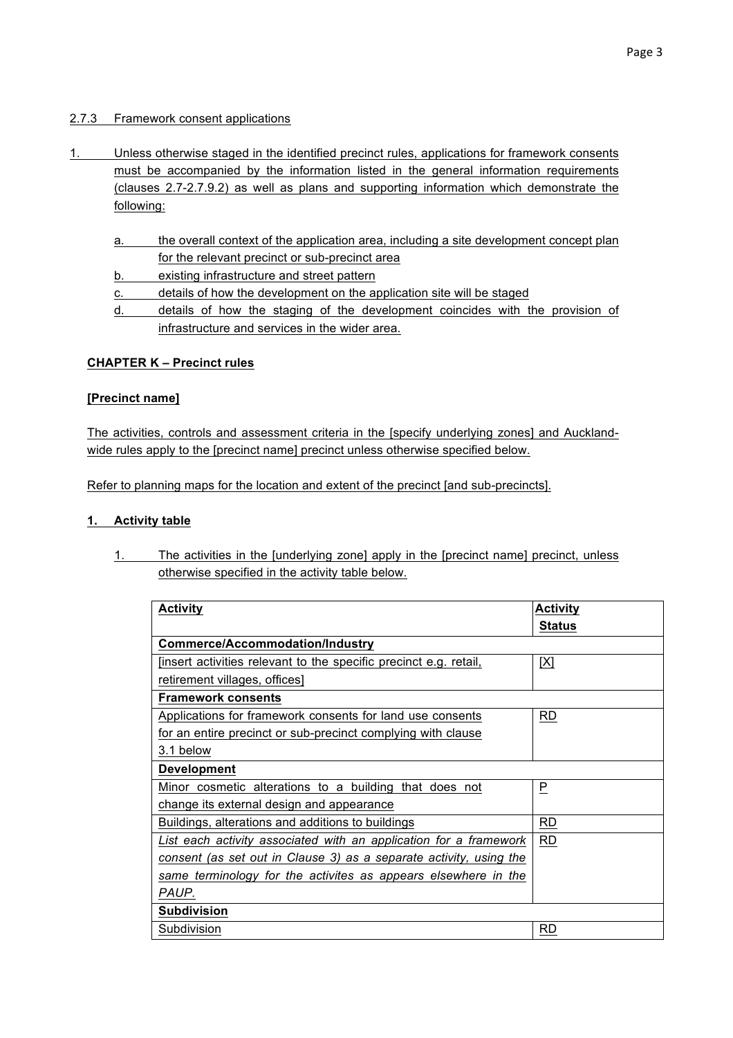2.7.3 Framework consent applications

1. Unless otherwise staged in the identified precinct rules, applications for framework consents must be accompanied by the information listed in the general information requirements (clauses 2.7-2.7.9.2) as well as plans and supporting information which demonstrate the following:

   a. the overall context of the application area, including a site development concept plan for the relevant precinct or sub-precinct area
   b. existing infrastructure and street pattern
   c. details of how the development on the application site will be staged
   d. details of how the staging of the development coincides with the provision of infrastructure and services in the wider area.

**CHAPTER K – Precinct rules**

**[Precinct name]**

The activities, controls and assessment criteria in the [specify underlying zones] and Auckland-wide rules apply to the [precinct name] precinct unless otherwise specified below.

Refer to planning maps for the location and extent of the precinct [and sub-precincts].

## 1. Activity table

1. The activities in the [underlying zone] apply in the [precinct name] precinct, unless otherwise specified in the activity table below.

| Activity | Activity Status |
|---|---|
| **Commerce/Accommodation/Industry** | |
| [insert activities relevant to the specific precinct e.g. retail, retirement villages, offices] | [X] |
| **Framework consents** | |
| Applications for framework consents for land use consents for an entire precinct or sub-precinct complying with clause 3.1 below | RD |
| **Development** | |
| Minor cosmetic alterations to a building that does not change its external design and appearance | P |
| Buildings, alterations and additions to buildings | RD |
| *List each activity associated with an application for a framework consent (as set out in Clause 3) as a separate activity, using the same terminology for the activites as appears elsewhere in the PAUP.* | RD |
| **Subdivision** | |
| Subdivision | RD |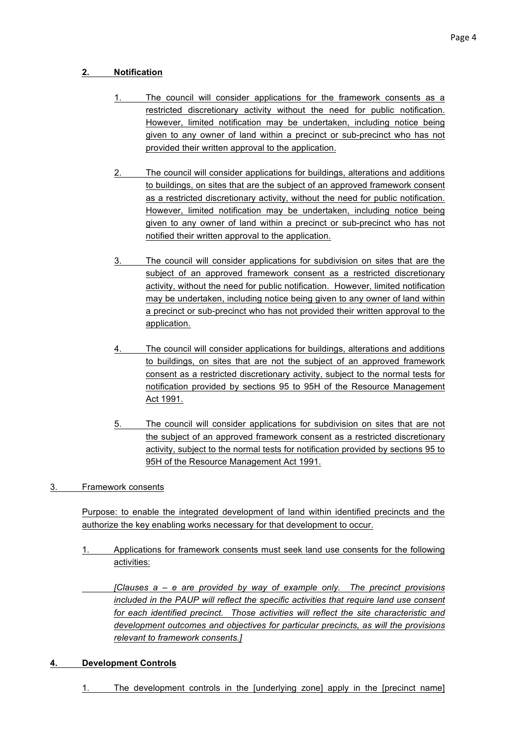## 2. Notification

1. The council will consider applications for the framework consents as a restricted discretionary activity without the need for public notification. However, limited notification may be undertaken, including notice being given to any owner of land within a precinct or sub-precinct who has not provided their written approval to the application.

2. The council will consider applications for buildings, alterations and additions to buildings, on sites that are the subject of an approved framework consent as a restricted discretionary activity, without the need for public notification. However, limited notification may be undertaken, including notice being given to any owner of land within a precinct or sub-precinct who has not notified their written approval to the application.

3. The council will consider applications for subdivision on sites that are the subject of an approved framework consent as a restricted discretionary activity, without the need for public notification. However, limited notification may be undertaken, including notice being given to any owner of land within a precinct or sub-precinct who has not provided their written approval to the application.

4. The council will consider applications for buildings, alterations and additions to buildings, on sites that are not the subject of an approved framework consent as a restricted discretionary activity, subject to the normal tests for notification provided by sections 95 to 95H of the Resource Management Act 1991.

5. The council will consider applications for subdivision on sites that are not the subject of an approved framework consent as a restricted discretionary activity, subject to the normal tests for notification provided by sections 95 to 95H of the Resource Management Act 1991.

## 3. Framework consents

Purpose: to enable the integrated development of land within identified precincts and the authorize the key enabling works necessary for that development to occur.

1. Applications for framework consents must seek land use consents for the following activities:

*[Clauses a – e are provided by way of example only. The precinct provisions included in the PAUP will reflect the specific activities that require land use consent for each identified precinct. Those activities will reflect the site characteristic and development outcomes and objectives for particular precincts, as will the provisions relevant to framework consents.]*

## 4. Development Controls

1. The development controls in the [underlying zone] apply in the [precinct name]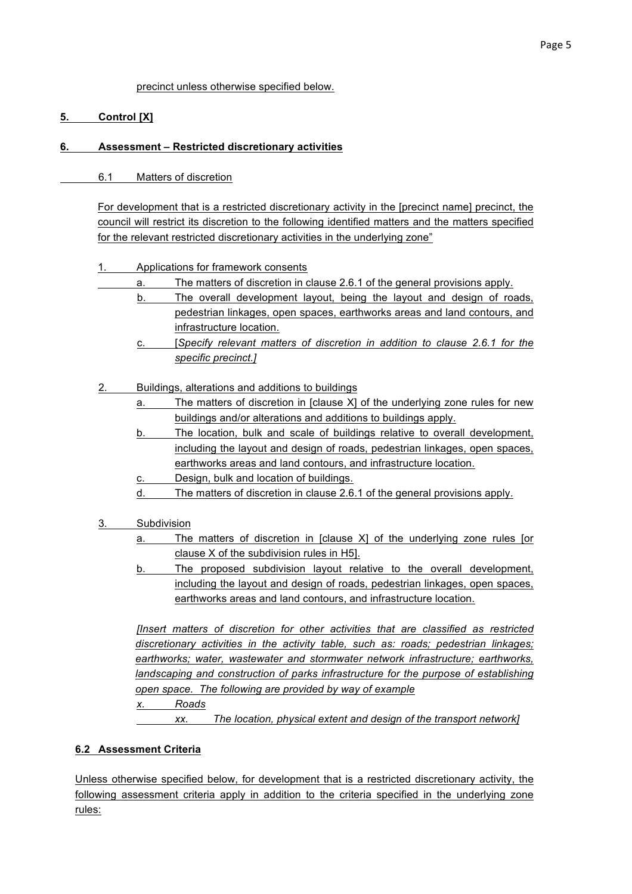precinct unless otherwise specified below.

## 5. Control [X]

## 6. Assessment – Restricted discretionary activities

### 6.1 Matters of discretion

For development that is a restricted discretionary activity in the [precinct name] precinct, the council will restrict its discretion to the following identified matters and the matters specified for the relevant restricted discretionary activities in the underlying zone"

1. Applications for framework consents
   a. The matters of discretion in clause 2.6.1 of the general provisions apply.
   b. The overall development layout, being the layout and design of roads, pedestrian linkages, open spaces, earthworks areas and land contours, and infrastructure location.
   c. [*Specify relevant matters of discretion in addition to clause 2.6.1 for the specific precinct.]*

2. Buildings, alterations and additions to buildings
   a. The matters of discretion in [clause X] of the underlying zone rules for new buildings and/or alterations and additions to buildings apply.
   b. The location, bulk and scale of buildings relative to overall development, including the layout and design of roads, pedestrian linkages, open spaces, earthworks areas and land contours, and infrastructure location.
   c. Design, bulk and location of buildings.
   d. The matters of discretion in clause 2.6.1 of the general provisions apply.

3. Subdivision
   a. The matters of discretion in [clause X] of the underlying zone rules [or clause X of the subdivision rules in H5].
   b. The proposed subdivision layout relative to the overall development, including the layout and design of roads, pedestrian linkages, open spaces, earthworks areas and land contours, and infrastructure location.

*[Insert matters of discretion for other activities that are classified as restricted discretionary activities in the activity table, such as: roads; pedestrian linkages; earthworks; water, wastewater and stormwater network infrastructure; earthworks, landscaping and construction of parks infrastructure for the purpose of establishing open space. The following are provided by way of example*

*x. Roads*

*xx. The location, physical extent and design of the transport network]*

### 6.2 Assessment Criteria

Unless otherwise specified below, for development that is a restricted discretionary activity, the following assessment criteria apply in addition to the criteria specified in the underlying zone rules: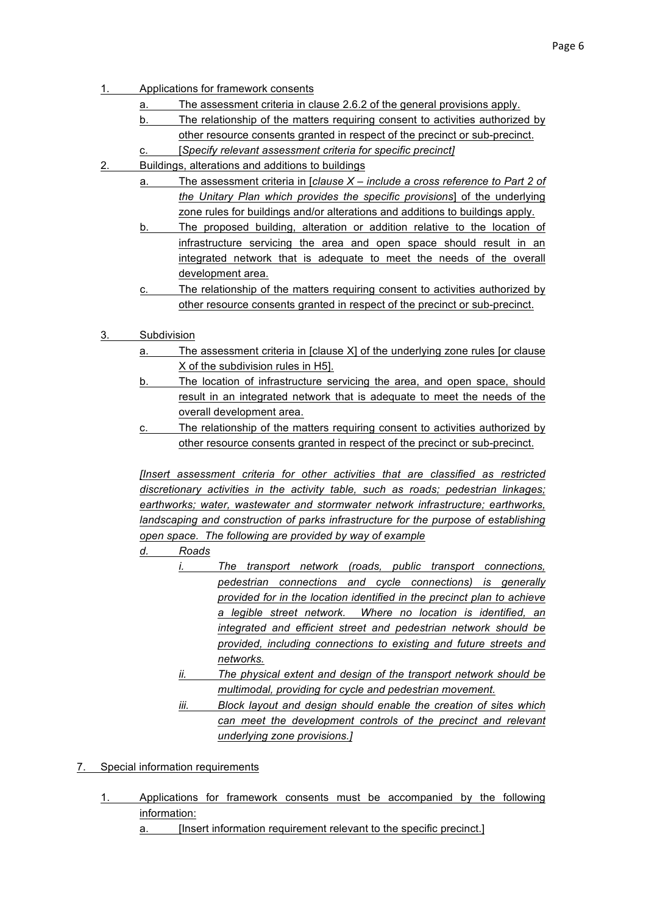1. Applications for framework consents
   a. The assessment criteria in clause 2.6.2 of the general provisions apply.
   b. The relationship of the matters requiring consent to activities authorized by other resource consents granted in respect of the precinct or sub-precinct.
   c. [*Specify relevant assessment criteria for specific precinct]*
2. Buildings, alterations and additions to buildings
   a. The assessment criteria in [*clause X – include a cross reference to Part 2 of the Unitary Plan which provides the specific provisions*] of the underlying zone rules for buildings and/or alterations and additions to buildings apply.
   b. The proposed building, alteration or addition relative to the location of infrastructure servicing the area and open space should result in an integrated network that is adequate to meet the needs of the overall development area.
   c. The relationship of the matters requiring consent to activities authorized by other resource consents granted in respect of the precinct or sub-precinct.
3. Subdivision
   a. The assessment criteria in [clause X] of the underlying zone rules [or clause X of the subdivision rules in H5].
   b. The location of infrastructure servicing the area, and open space, should result in an integrated network that is adequate to meet the needs of the overall development area.
   c. The relationship of the matters requiring consent to activities authorized by other resource consents granted in respect of the precinct or sub-precinct.

   *[Insert assessment criteria for other activities that are classified as restricted discretionary activities in the activity table, such as roads; pedestrian linkages; earthworks; water, wastewater and stormwater network infrastructure; earthworks, landscaping and construction of parks infrastructure for the purpose of establishing open space. The following are provided by way of example*

   *d. Roads*
      *i. The transport network (roads, public transport connections, pedestrian connections and cycle connections) is generally provided for in the location identified in the precinct plan to achieve a legible street network. Where no location is identified, an integrated and efficient street and pedestrian network should be provided, including connections to existing and future streets and networks.*
      *ii. The physical extent and design of the transport network should be multimodal, providing for cycle and pedestrian movement.*
      *iii. Block layout and design should enable the creation of sites which can meet the development controls of the precinct and relevant underlying zone provisions.]*

## 7. Special information requirements

1. Applications for framework consents must be accompanied by the following information:
   a. [Insert information requirement relevant to the specific precinct.]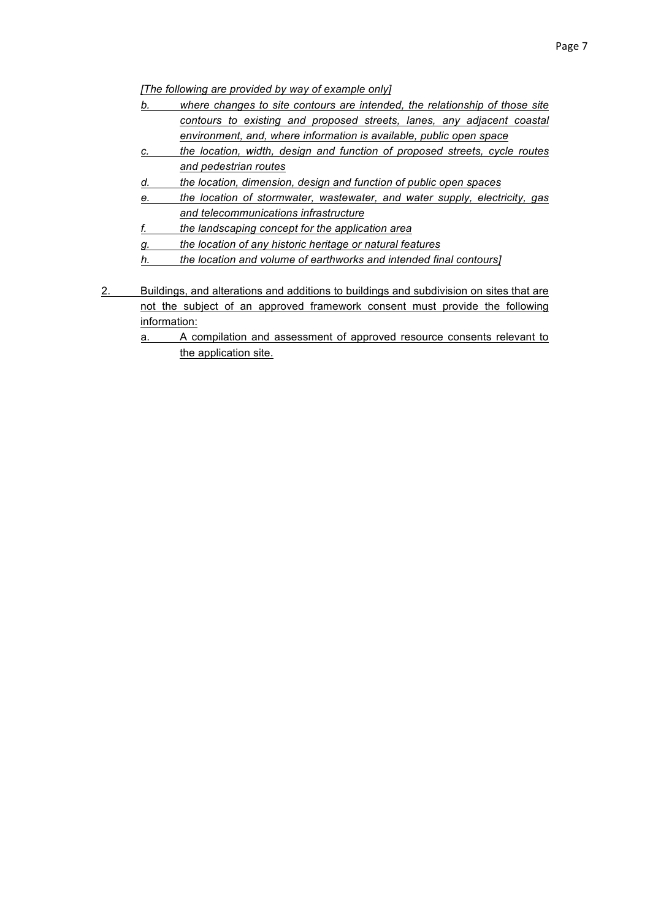*[The following are provided by way of example only]*

- *b. where changes to site contours are intended, the relationship of those site contours to existing and proposed streets, lanes, any adjacent coastal environment, and, where information is available, public open space*
- *c. the location, width, design and function of proposed streets, cycle routes and pedestrian routes*
- *d. the location, dimension, design and function of public open spaces*
- *e. the location of stormwater, wastewater, and water supply, electricity, gas and telecommunications infrastructure*
- *f. the landscaping concept for the application area*
- *g. the location of any historic heritage or natural features*
- *h. the location and volume of earthworks and intended final contours]*

2. Buildings, and alterations and additions to buildings and subdivision on sites that are not the subject of an approved framework consent must provide the following information:

   a. A compilation and assessment of approved resource consents relevant to the application site.